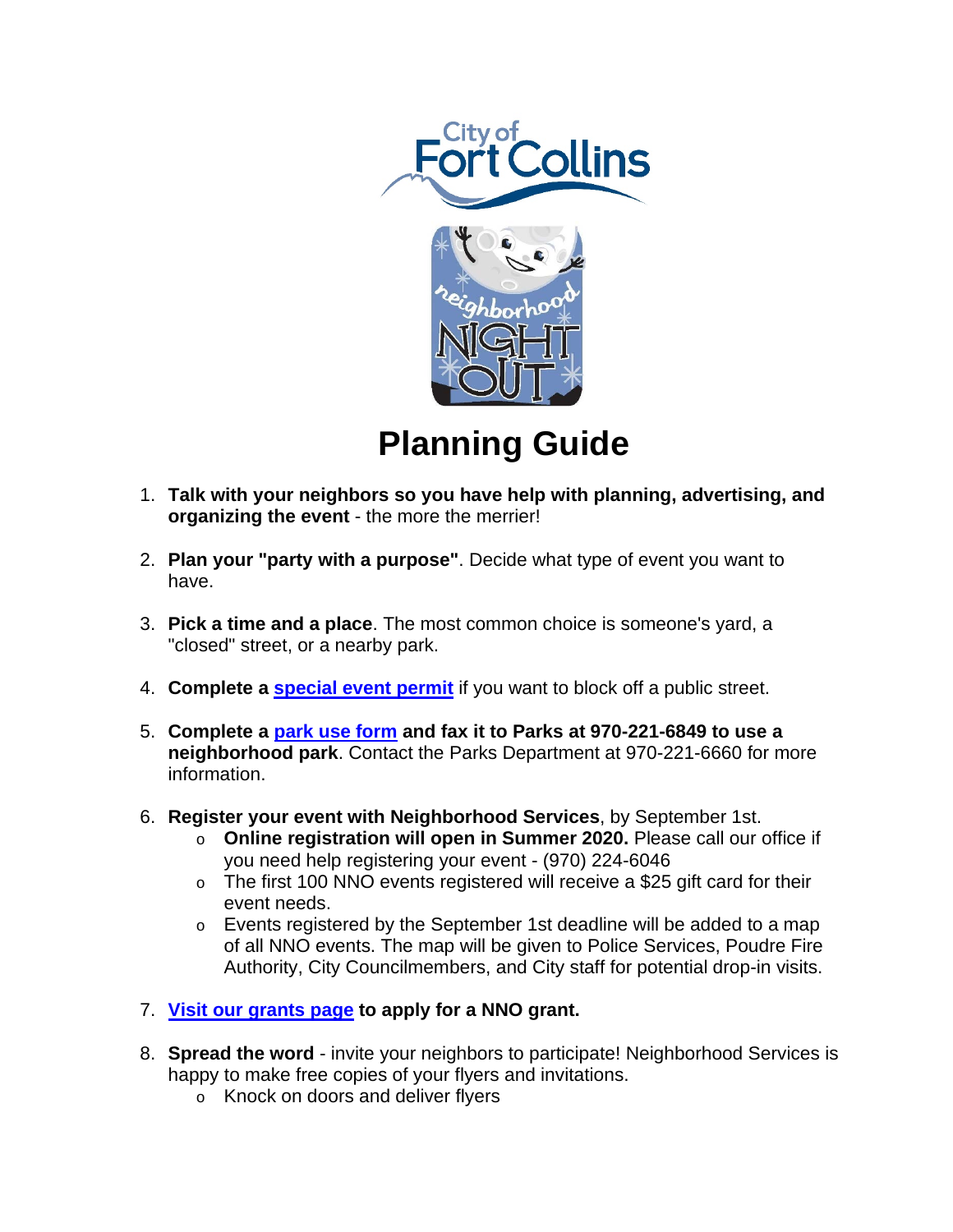# Planning Guide

1. **Talk with your neighbors so you have help with planning, advertising, and organizing the event** - the more the merrier!

2. **Plan your "party with a purpose"**. Decide what type of event you want to have.

3. **Pick a time and a place**. The most common choice is someone's yard, a "closed" street, or a nearby park.

4. **Complete a special event permit** if you want to block off a public street.

5. **Complete a park use form and fax it to Parks at 970-221-6849 to use a neighborhood park**. Contact the Parks Department at 970-221-6660 for more information.

6. **Register your event with Neighborhood Services**, by September 1st.
   - **Online registration will open in Summer 2020.** Please call our office if you need help registering your event - (970) 224-6046
   - The first 100 NNO events registered will receive a $25 gift card for their event needs.
   - Events registered by the September 1st deadline will be added to a map of all NNO events. The map will be given to Police Services, Poudre Fire Authority, City Councilmembers, and City staff for potential drop-in visits.

7. **Visit our grants page to apply for a NNO grant.**

8. **Spread the word** - invite your neighbors to participate! Neighborhood Services is happy to make free copies of your flyers and invitations.
   - Knock on doors and deliver flyers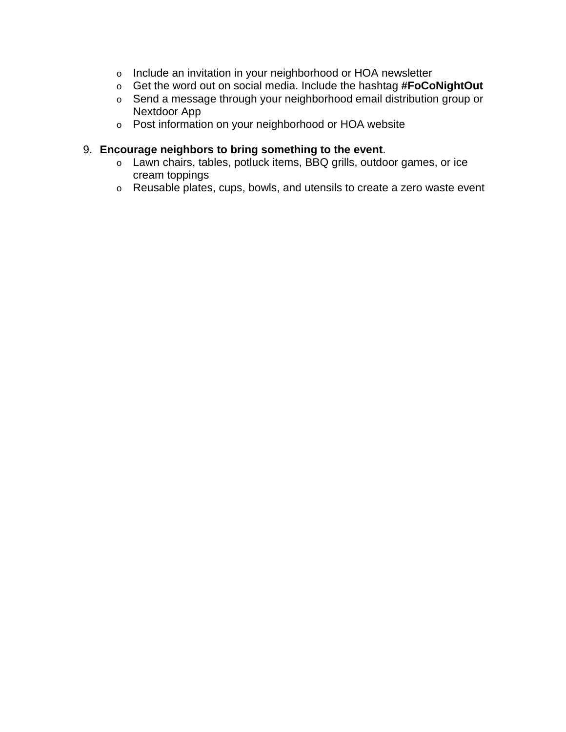- Include an invitation in your neighborhood or HOA newsletter
- Get the word out on social media. Include the hashtag **#FoCoNightOut**
- Send a message through your neighborhood email distribution group or Nextdoor App
- Post information on your neighborhood or HOA website

9. **Encourage neighbors to bring something to the event**.
    - Lawn chairs, tables, potluck items, BBQ grills, outdoor games, or ice cream toppings
    - Reusable plates, cups, bowls, and utensils to create a zero waste event